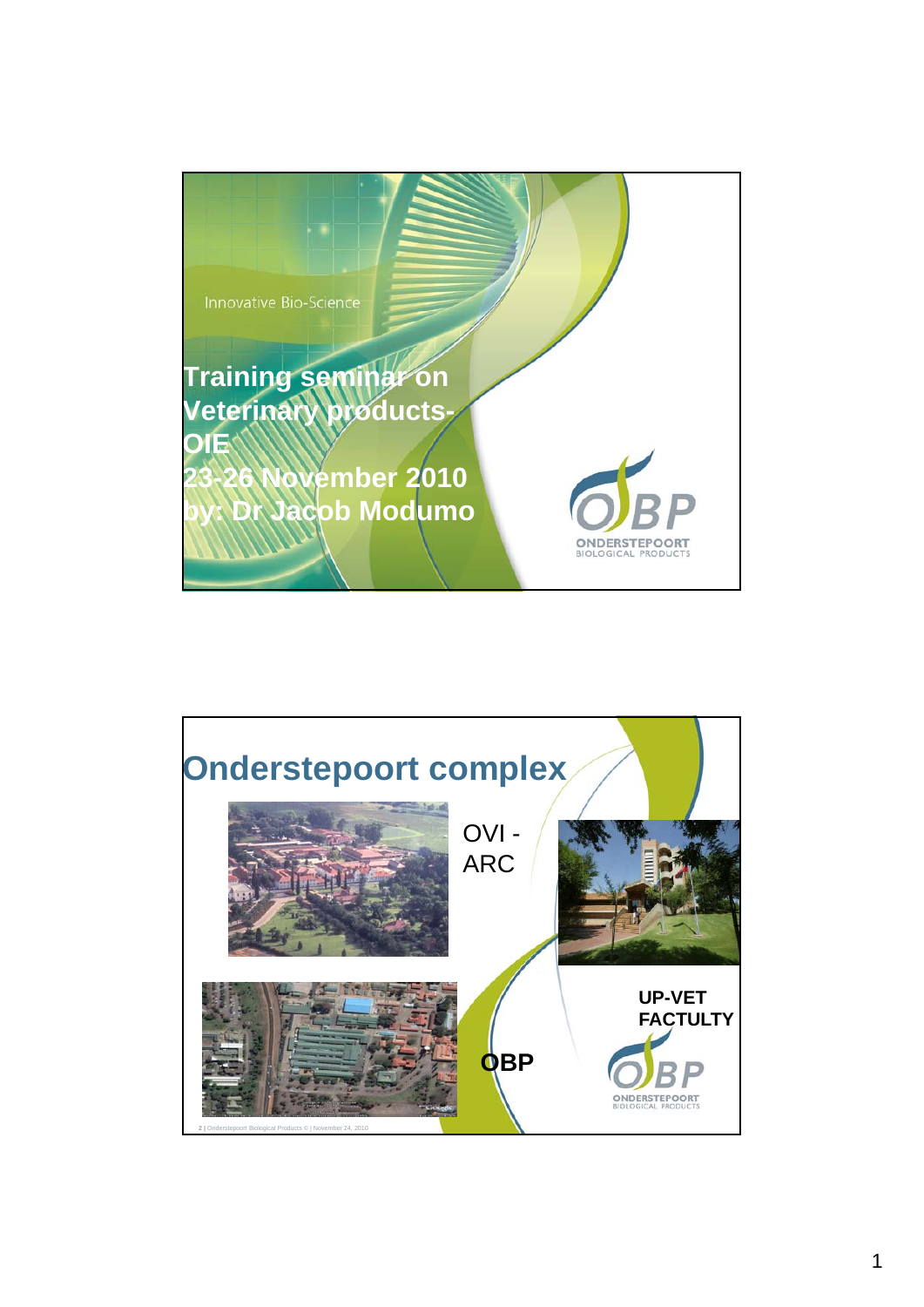Innovative Bio-Science

# Training seminar on Veterinary products- OIE

# 23-26 November 2010

# by: Dr Jacob Modumo

ONDERSTEPOORT BIOLOGICAL PRODUCTS

# Onderstepoort complex

OVI - ARC

UP-VET FACTULTY

OBP

ONDERSTEPOORT BIOLOGICAL PRODUCTS

2 | Onderstepoort Biological Products © | November 24, 2010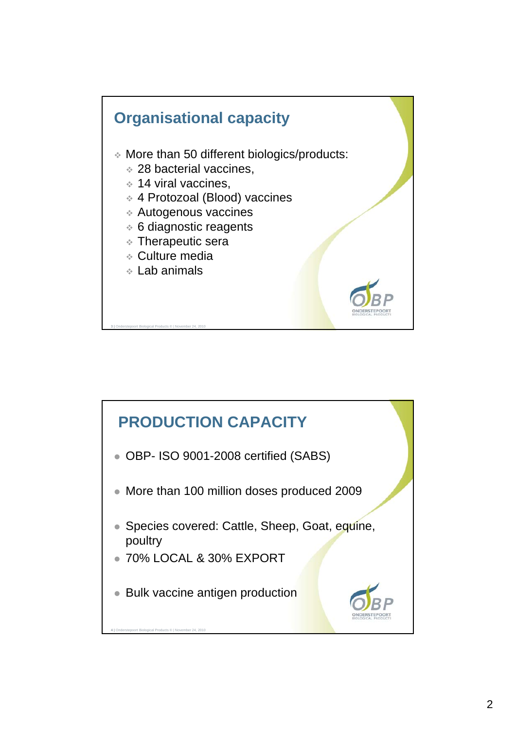## Organisational capacity

- More than 50 different biologics/products:
  - 28 bacterial vaccines,
  - 14 viral vaccines,
  - 4 Protozoal (Blood) vaccines
  - Autogenous vaccines
  - 6 diagnostic reagents
  - Therapeutic sera
  - Culture media
  - Lab animals

## PRODUCTION CAPACITY

- OBP- ISO 9001-2008 certified (SABS)
- More than 100 million doses produced 2009
- Species covered: Cattle, Sheep, Goat, equine, poultry
- 70% LOCAL & 30% EXPORT
- Bulk vaccine antigen production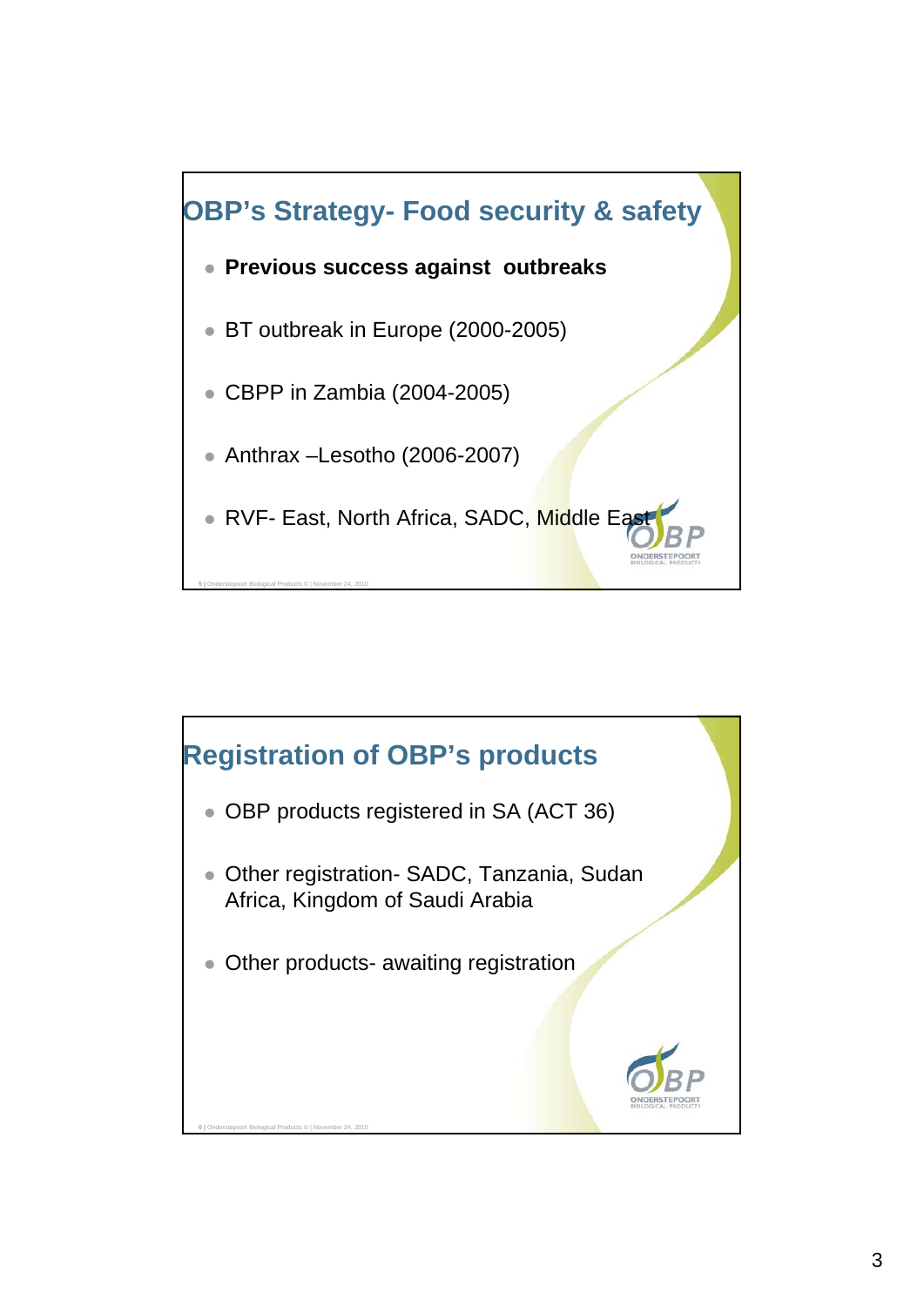## OBP's Strategy- Food security & safety

- **Previous success against outbreaks**
- BT outbreak in Europe (2000-2005)
- CBPP in Zambia (2004-2005)
- Anthrax –Lesotho (2006-2007)
- RVF- East, North Africa, SADC, Middle East

## Registration of OBP's products

- OBP products registered in SA (ACT 36)
- Other registration- SADC, Tanzania, Sudan Africa, Kingdom of Saudi Arabia
- Other products- awaiting registration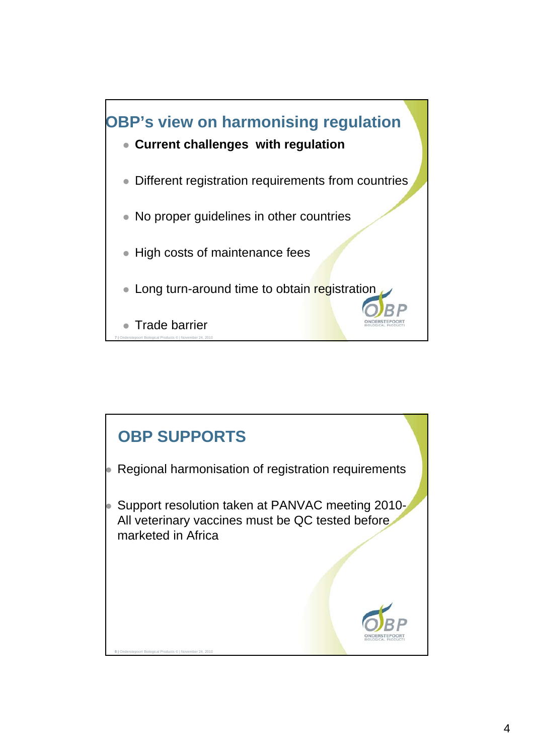## OBP's view on harmonising regulation

- **Current challenges with regulation**
- Different registration requirements from countries
- No proper guidelines in other countries
- High costs of maintenance fees
- Long turn-around time to obtain registration
- Trade barrier

## OBP SUPPORTS

- Regional harmonisation of registration requirements
- Support resolution taken at PANVAC meeting 2010- All veterinary vaccines must be QC tested before marketed in Africa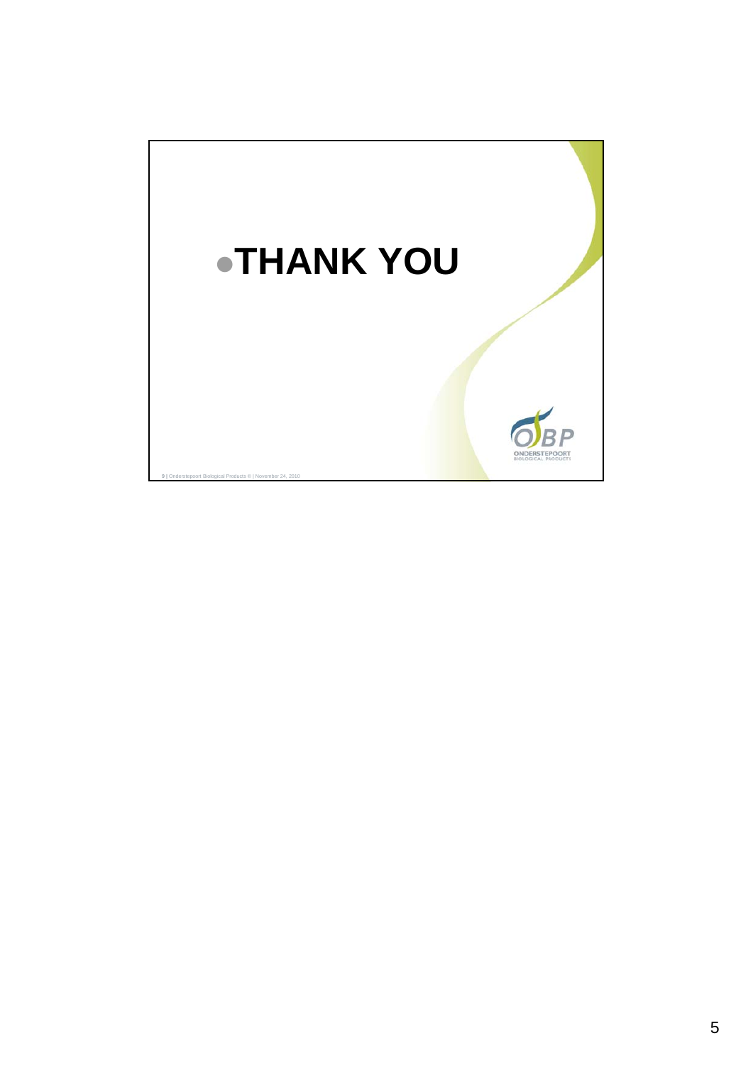- **THANK YOU**

ONDERSTEPOORT BIOLOGICAL PRODUCTS

9 | Onderstepoort Biological Products © | November 24, 2010